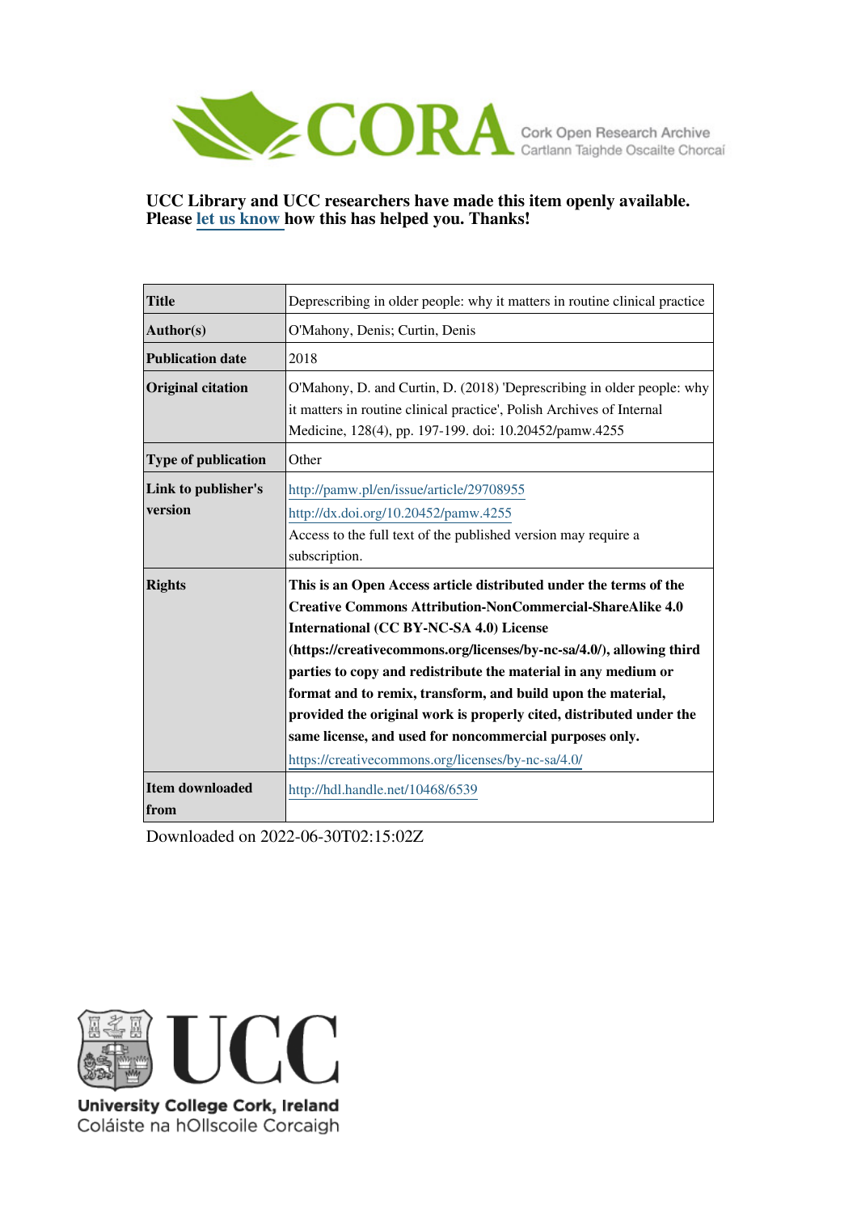CORA Cork Open Research Archive
Cartlann Taighde Oscailte Chorcaí

**UCC Library and UCC researchers have made this item openly available. Please let us know how this has helped you. Thanks!**

| | |
|---|---|
| **Title** | Deprescribing in older people: why it matters in routine clinical practice |
| **Author(s)** | O'Mahony, Denis; Curtin, Denis |
| **Publication date** | 2018 |
| **Original citation** | O'Mahony, D. and Curtin, D. (2018) 'Deprescribing in older people: why it matters in routine clinical practice', Polish Archives of Internal Medicine, 128(4), pp. 197-199. doi: 10.20452/pamw.4255 |
| **Type of publication** | Other |
| **Link to publisher's version** | http://pamw.pl/en/issue/article/29708955 http://dx.doi.org/10.20452/pamw.4255 Access to the full text of the published version may require a subscription. |
| **Rights** | **This is an Open Access article distributed under the terms of the Creative Commons Attribution-NonCommercial-ShareAlike 4.0 International (CC BY-NC-SA 4.0) License (https://creativecommons.org/licenses/by-nc-sa/4.0/), allowing third parties to copy and redistribute the material in any medium or format and to remix, transform, and build upon the material, provided the original work is properly cited, distributed under the same license, and used for noncommercial purposes only.** https://creativecommons.org/licenses/by-nc-sa/4.0/ |
| **Item downloaded from** | http://hdl.handle.net/10468/6539 |

Downloaded on 2022-06-30T02:15:02Z

UCC
University College Cork, Ireland
Coláiste na hOllscoile Corcaigh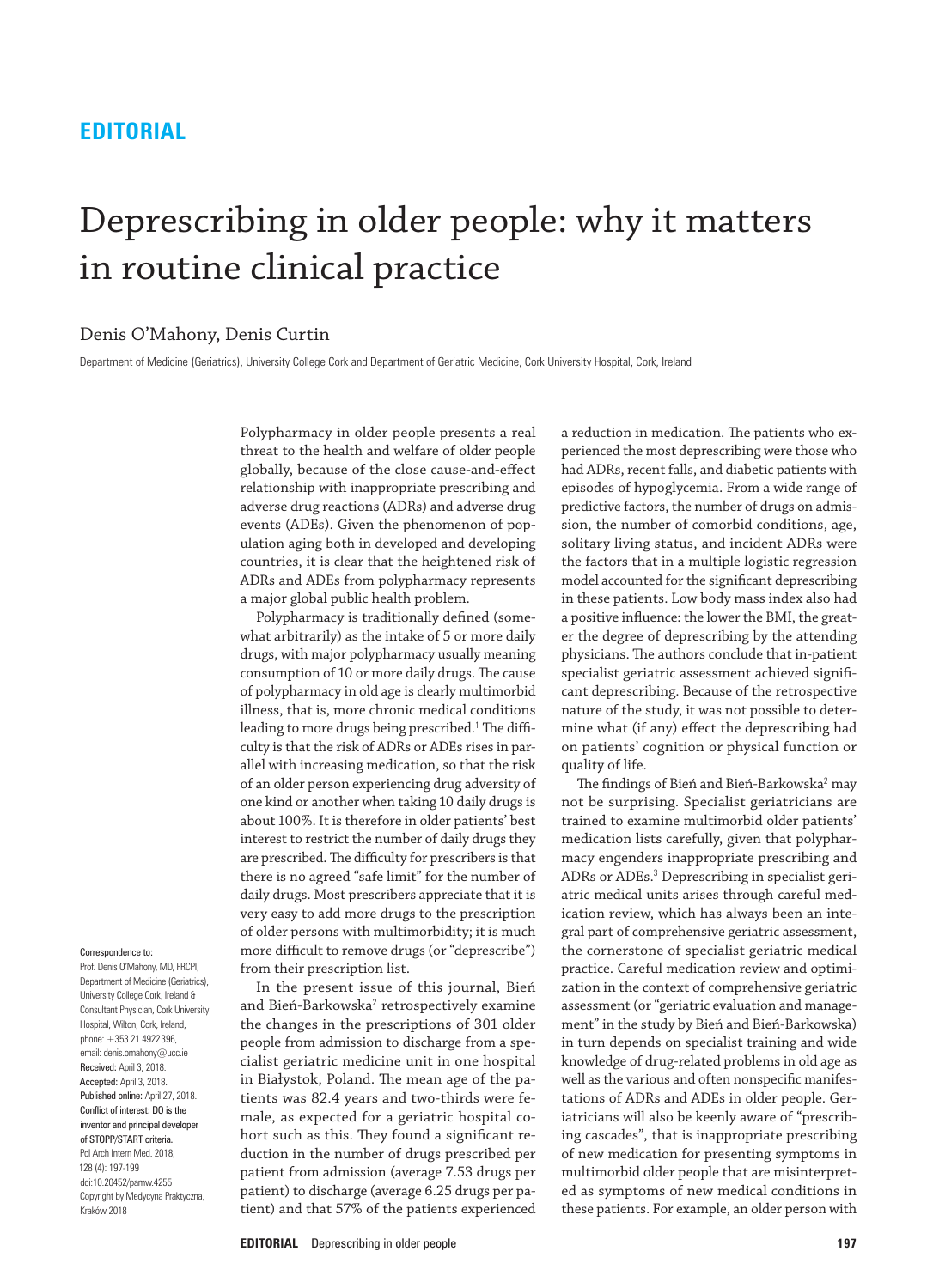**EDITORIAL**

# Deprescribing in older people: why it matters in routine clinical practice

Denis O'Mahony, Denis Curtin

Department of Medicine (Geriatrics), University College Cork and Department of Geriatric Medicine, Cork University Hospital, Cork, Ireland

Correspondence to:
Prof. Denis O'Mahony, MD, FRCPI, Department of Medicine (Geriatrics), University College Cork, Ireland & Consultant Physician, Cork University Hospital, Wilton, Cork, Ireland, phone: +353 21 4922 396, email: denis.omahony@ucc.ie
Received: April 3, 2018.
Accepted: April 3, 2018.
Published online: April 27, 2018.
Conflict of interest: DO is the inventor and principal developer of STOPP/START criteria.
Pol Arch Intern Med. 2018; 128 (4): 197-199
doi:10.20452/pamw.4255
Copyright by Medycyna Praktyczna, Kraków 2018

Polypharmacy in older people presents a real threat to the health and welfare of older people globally, because of the close cause-and-effect relationship with inappropriate prescribing and adverse drug reactions (ADRs) and adverse drug events (ADEs). Given the phenomenon of population aging both in developed and developing countries, it is clear that the heightened risk of ADRs and ADEs from polypharmacy represents a major global public health problem.

Polypharmacy is traditionally defined (somewhat arbitrarily) as the intake of 5 or more daily drugs, with major polypharmacy usually meaning consumption of 10 or more daily drugs. The cause of polypharmacy in old age is clearly multimorbid illness, that is, more chronic medical conditions leading to more drugs being prescribed.[1] The difficulty is that the risk of ADRs or ADEs rises in parallel with increasing medication, so that the risk of an older person experiencing drug adversity of one kind or another when taking 10 daily drugs is about 100%. It is therefore in older patients' best interest to restrict the number of daily drugs they are prescribed. The difficulty for prescribers is that there is no agreed "safe limit" for the number of daily drugs. Most prescribers appreciate that it is very easy to add more drugs to the prescription of older persons with multimorbidity; it is much more difficult to remove drugs (or "deprescribe") from their prescription list.

In the present issue of this journal, Bień and Bień-Barkowska[2] retrospectively examine the changes in the prescriptions of 301 older people from admission to discharge from a specialist geriatric medicine unit in one hospital in Białystok, Poland. The mean age of the patients was 82.4 years and two-thirds were female, as expected for a geriatric hospital cohort such as this. They found a significant reduction in the number of drugs prescribed per patient from admission (average 7.53 drugs per patient) to discharge (average 6.25 drugs per patient) and that 57% of the patients experienced a reduction in medication. The patients who experienced the most deprescribing were those who had ADRs, recent falls, and diabetic patients with episodes of hypoglycemia. From a wide range of predictive factors, the number of drugs on admission, the number of comorbid conditions, age, solitary living status, and incident ADRs were the factors that in a multiple logistic regression model accounted for the significant deprescribing in these patients. Low body mass index also had a positive influence: the lower the BMI, the greater the degree of deprescribing by the attending physicians. The authors conclude that in-patient specialist geriatric assessment achieved significant deprescribing. Because of the retrospective nature of the study, it was not possible to determine what (if any) effect the deprescribing had on patients' cognition or physical function or quality of life.

The findings of Bień and Bień-Barkowska[2] may not be surprising. Specialist geriatricians are trained to examine multimorbid older patients' medication lists carefully, given that polypharmacy engenders inappropriate prescribing and ADRs or ADEs.[3] Deprescribing in specialist geriatric medical units arises through careful medication review, which has always been an integral part of comprehensive geriatric assessment, the cornerstone of specialist geriatric medical practice. Careful medication review and optimization in the context of comprehensive geriatric assessment (or "geriatric evaluation and management" in the study by Bień and Bień-Barkowska) in turn depends on specialist training and wide knowledge of drug-related problems in old age as well as the various and often nonspecific manifestations of ADRs and ADEs in older people. Geriatricians will also be keenly aware of "prescribing cascades", that is inappropriate prescribing of new medication for presenting symptoms in multimorbid older people that are misinterpreted as symptoms of new medical conditions in these patients. For example, an older person with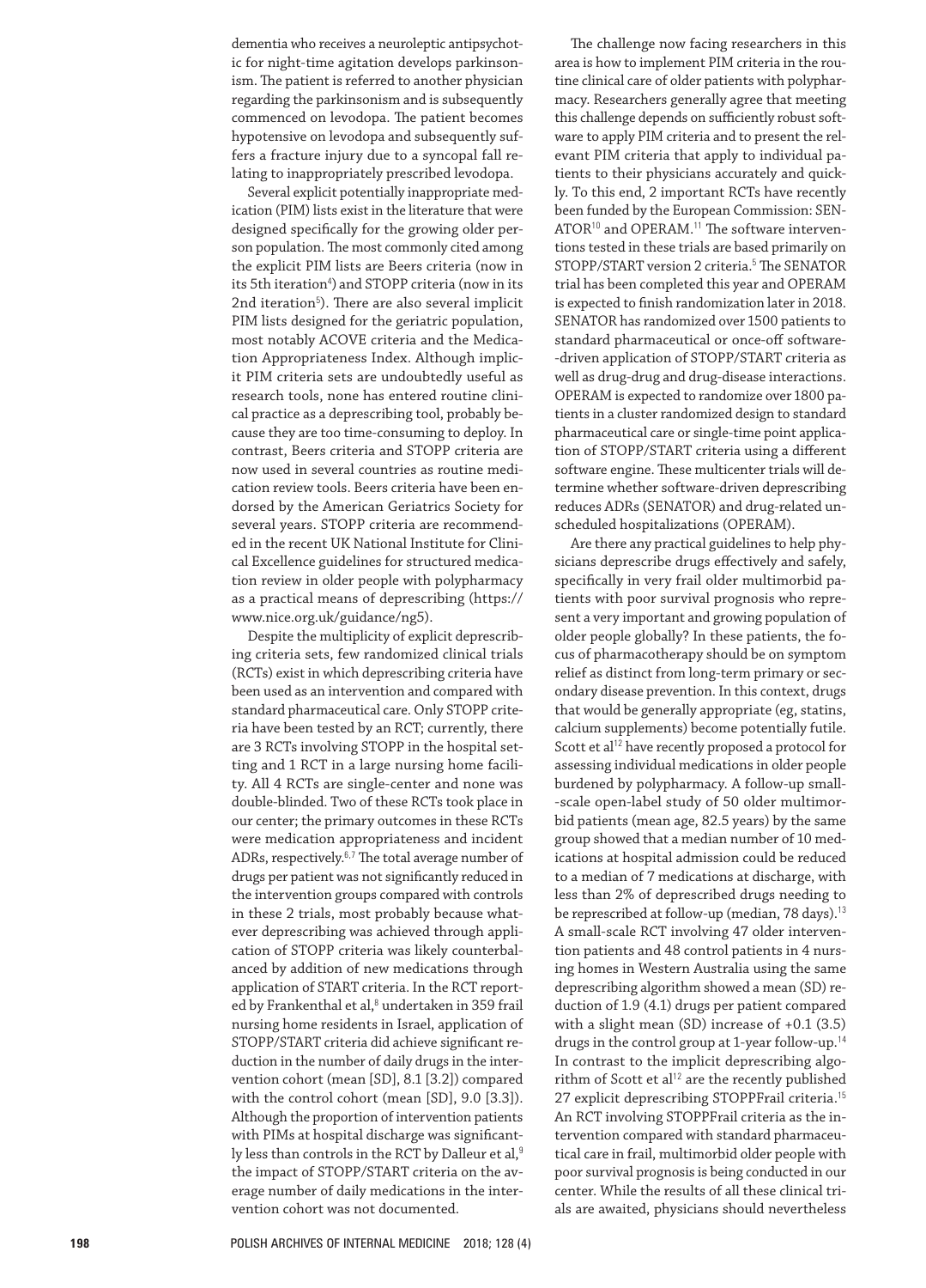dementia who receives a neuroleptic antipsychotic for night-time agitation develops parkinsonism. The patient is referred to another physician regarding the parkinsonism and is subsequently commenced on levodopa. The patient becomes hypotensive on levodopa and subsequently suffers a fracture injury due to a syncopal fall relating to inappropriately prescribed levodopa.

Several explicit potentially inappropriate medication (PIM) lists exist in the literature that were designed specifically for the growing older person population. The most commonly cited among the explicit PIM lists are Beers criteria (now in its 5th iteration[4]) and STOPP criteria (now in its 2nd iteration[5]). There are also several implicit PIM lists designed for the geriatric population, most notably ACOVE criteria and the Medication Appropriateness Index. Although implicit PIM criteria sets are undoubtedly useful as research tools, none has entered routine clinical practice as a deprescribing tool, probably because they are too time-consuming to deploy. In contrast, Beers criteria and STOPP criteria are now used in several countries as routine medication review tools. Beers criteria have been endorsed by the American Geriatrics Society for several years. STOPP criteria are recommended in the recent UK National Institute for Clinical Excellence guidelines for structured medication review in older people with polypharmacy as a practical means of deprescribing (https://www.nice.org.uk/guidance/ng5).

Despite the multiplicity of explicit deprescribing criteria sets, few randomized clinical trials (RCTs) exist in which deprescribing criteria have been used as an intervention and compared with standard pharmaceutical care. Only STOPP criteria have been tested by an RCT; currently, there are 3 RCTs involving STOPP in the hospital setting and 1 RCT in a large nursing home facility. All 4 RCTs are single-center and none was double-blinded. Two of these RCTs took place in our center; the primary outcomes in these RCTs were medication appropriateness and incident ADRs, respectively.[6,7] The total average number of drugs per patient was not significantly reduced in the intervention groups compared with controls in these 2 trials, most probably because whatever deprescribing was achieved through application of STOPP criteria was likely counterbalanced by addition of new medications through application of START criteria. In the RCT reported by Frankenthal et al,[8] undertaken in 359 frail nursing home residents in Israel, application of STOPP/START criteria did achieve significant reduction in the number of daily drugs in the intervention cohort (mean [SD], 8.1 [3.2]) compared with the control cohort (mean [SD], 9.0 [3.3]). Although the proportion of intervention patients with PIMs at hospital discharge was significantly less than controls in the RCT by Dalleur et al,[9] the impact of STOPP/START criteria on the average number of daily medications in the intervention cohort was not documented.

The challenge now facing researchers in this area is how to implement PIM criteria in the routine clinical care of older patients with polypharmacy. Researchers generally agree that meeting this challenge depends on sufficiently robust software to apply PIM criteria and to present the relevant PIM criteria that apply to individual patients to their physicians accurately and quickly. To this end, 2 important RCTs have recently been funded by the European Commission: SENATOR[10] and OPERAM.[11] The software interventions tested in these trials are based primarily on STOPP/START version 2 criteria.[5] The SENATOR trial has been completed this year and OPERAM is expected to finish randomization later in 2018. SENATOR has randomized over 1500 patients to standard pharmaceutical or once-off software-driven application of STOPP/START criteria as well as drug-drug and drug-disease interactions. OPERAM is expected to randomize over 1800 patients in a cluster randomized design to standard pharmaceutical care or single-time point application of STOPP/START criteria using a different software engine. These multicenter trials will determine whether software-driven deprescribing reduces ADRs (SENATOR) and drug-related unscheduled hospitalizations (OPERAM).

Are there any practical guidelines to help physicians deprescribe drugs effectively and safely, specifically in very frail older multimorbid patients with poor survival prognosis who represent a very important and growing population of older people globally? In these patients, the focus of pharmacotherapy should be on symptom relief as distinct from long-term primary or secondary disease prevention. In this context, drugs that would be generally appropriate (eg, statins, calcium supplements) become potentially futile. Scott et al[12] have recently proposed a protocol for assessing individual medications in older people burdened by polypharmacy. A follow-up small-scale open-label study of 50 older multimorbid patients (mean age, 82.5 years) by the same group showed that a median number of 10 medications at hospital admission could be reduced to a median of 7 medications at discharge, with less than 2% of deprescribed drugs needing to be represcribed at follow-up (median, 78 days).[13] A small-scale RCT involving 47 older intervention patients and 48 control patients in 4 nursing homes in Western Australia using the same deprescribing algorithm showed a mean (SD) reduction of 1.9 (4.1) drugs per patient compared with a slight mean (SD) increase of +0.1 (3.5) drugs in the control group at 1-year follow-up.[14] In contrast to the implicit deprescribing algorithm of Scott et al[12] are the recently published 27 explicit deprescribing STOPPFrail criteria.[15] An RCT involving STOPPFrail criteria as the intervention compared with standard pharmaceutical care in frail, multimorbid older people with poor survival prognosis is being conducted in our center. While the results of all these clinical trials are awaited, physicians should nevertheless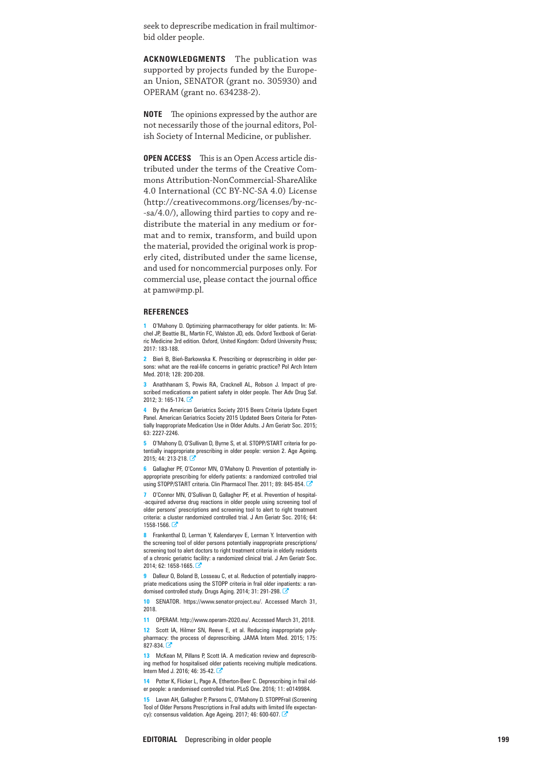seek to deprescribe medication in frail multimorbid older people.

**ACKNOWLEDGMENTS** The publication was supported by projects funded by the European Union, SENATOR (grant no. 305930) and OPERAM (grant no. 634238-2).

**NOTE** The opinions expressed by the author are not necessarily those of the journal editors, Polish Society of Internal Medicine, or publisher.

**OPEN ACCESS** This is an Open Access article distributed under the terms of the Creative Commons Attribution-NonCommercial-ShareAlike 4.0 International (CC BY-NC-SA 4.0) License (http://creativecommons.org/licenses/by-nc-sa/4.0/), allowing third parties to copy and redistribute the material in any medium or format and to remix, transform, and build upon the material, provided the original work is properly cited, distributed under the same license, and used for noncommercial purposes only. For commercial use, please contact the journal office at pamw@mp.pl.

## REFERENCES

1 O'Mahony D. Optimizing pharmacotherapy for older patients. In: Michel JP, Beattie BL, Martin FC, Walston JD, eds. Oxford Textbook of Geriatric Medicine 3rd edition. Oxford, United Kingdom: Oxford University Press; 2017: 183-188.

2 Bień B, Bień-Barkowska K. Prescribing or deprescribing in older persons: what are the real-life concerns in geriatric practice? Pol Arch Intern Med. 2018; 128: 200-208.

3 Anathhanam S, Powis RA, Cracknell AL, Robson J. Impact of prescribed medications on patient safety in older people. Ther Adv Drug Saf. 2012; 3: 165-174.

4 By the American Geriatrics Society 2015 Beers Criteria Update Expert Panel. American Geriatrics Society 2015 Updated Beers Criteria for Potentially Inappropriate Medication Use in Older Adults. J Am Geriatr Soc. 2015; 63: 2227-2246.

5 O'Mahony D, O'Sullivan D, Byrne S, et al. STOPP/START criteria for potentially inappropriate prescribing in older people: version 2. Age Ageing. 2015; 44: 213-218.

6 Gallagher PF, O'Connor MN, O'Mahony D. Prevention of potentially inappropriate prescribing for elderly patients: a randomized controlled trial using STOPP/START criteria. Clin Pharmacol Ther. 2011; 89: 845-854.

7 O'Connor MN, O'Sullivan D, Gallagher PF, et al. Prevention of hospital-acquired adverse drug reactions in older people using screening tool of older persons' prescriptions and screening tool to alert to right treatment criteria: a cluster randomized controlled trial. J Am Geriatr Soc. 2016; 64: 1558-1566.

8 Frankenthal D, Lerman Y, Kalendaryev E, Lerman Y. Intervention with the screening tool of older persons potentially inappropriate prescriptions/screening tool to alert doctors to right treatment criteria in elderly residents of a chronic geriatric facility: a randomized clinical trial. J Am Geriatr Soc. 2014; 62: 1658-1665.

9 Dalleur O, Boland B, Losseau C, et al. Reduction of potentially inappropriate medications using the STOPP criteria in frail older inpatients: a randomised controlled study. Drugs Aging. 2014; 31: 291-298.

10 SENATOR. https://www.senator-project.eu/. Accessed March 31, 2018.

11 OPERAM. http://www.operam-2020.eu/. Accessed March 31, 2018.

12 Scott IA, Hilmer SN, Reeve E, et al. Reducing inappropriate polypharmacy: the process of deprescribing. JAMA Intern Med. 2015; 175: 827-834.

13 McKean M, Pillans P, Scott IA. A medication review and deprescribing method for hospitalised older patients receiving multiple medications. Intern Med J. 2016; 46: 35-42.

14 Potter K, Flicker L, Page A, Etherton-Beer C. Deprescribing in frail older people: a randomised controlled trial. PLoS One. 2016; 11: e0149984.

15 Lavan AH, Gallagher P, Parsons C, O'Mahony D. STOPPFrail (Screening Tool of Older Persons Prescriptions in Frail adults with limited life expectancy): consensus validation. Age Ageing. 2017; 46: 600-607.